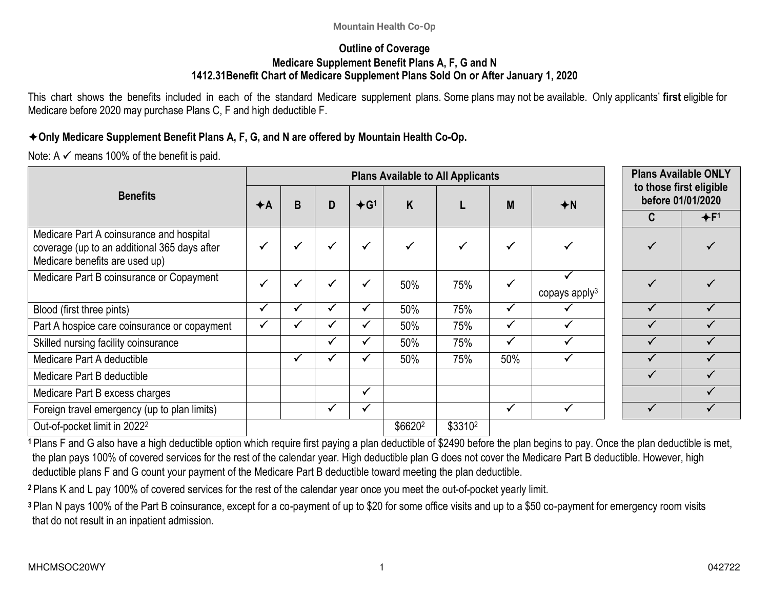Mountain Health Co-Op

# Outline of Coverage

## Medicare Supplement Benefit Plans A, F, G and N

### 1412.31Benefit Chart of Medicare Supplement Plans Sold On or After January 1, 2020

This chart shows the benefits included in each of the standard Medicare supplement plans. Some plans may not be available. Only applicants' **first** eligible for Medicare before 2020 may purchase Plans C, F and high deductible F.

**✦Only Medicare Supplement Benefit Plans A, F, G, and N are offered by Mountain Health Co-Op.**

Note: A ✓ means 100% of the benefit is paid.

| Benefits | Plans Available to All Applicants | | | | | | | | Plans Available ONLY to those first eligible before 01/01/2020 | |
|---|---|---|---|---|---|---|---|---|---|---|
| | ✦A | B | D | ✦G[1] | K | L | M | ✦N | C | ✦F[1] |
| Medicare Part A coinsurance and hospital coverage (up to an additional 365 days after Medicare benefits are used up) | ✓ | ✓ | ✓ | ✓ | ✓ | ✓ | ✓ | ✓ | ✓ | ✓ |
| Medicare Part B coinsurance or Copayment | ✓ | ✓ | ✓ | ✓ | 50% | 75% | ✓ | ✓ copays apply[3] | ✓ | ✓ |
| Blood (first three pints) | ✓ | ✓ | ✓ | ✓ | 50% | 75% | ✓ | ✓ | ✓ | ✓ |
| Part A hospice care coinsurance or copayment | ✓ | ✓ | ✓ | ✓ | 50% | 75% | ✓ | ✓ | ✓ | ✓ |
| Skilled nursing facility coinsurance | | | ✓ | ✓ | 50% | 75% | ✓ | ✓ | ✓ | ✓ |
| Medicare Part A deductible | | ✓ | ✓ | ✓ | 50% | 75% | 50% | ✓ | ✓ | ✓ |
| Medicare Part B deductible | | | | | | | | | ✓ | ✓ |
| Medicare Part B excess charges | | | | ✓ | | | | | | ✓ |
| Foreign travel emergency (up to plan limits) | | | ✓ | ✓ | | | ✓ | ✓ | ✓ | ✓ |
| Out-of-pocket limit in 2022[2] | | | | | $6620[2] | $3310[2] | | | | |

[1] Plans F and G also have a high deductible option which require first paying a plan deductible of $2490 before the plan begins to pay. Once the plan deductible is met, the plan pays 100% of covered services for the rest of the calendar year. High deductible plan G does not cover the Medicare Part B deductible. However, high deductible plans F and G count your payment of the Medicare Part B deductible toward meeting the plan deductible.

[2] Plans K and L pay 100% of covered services for the rest of the calendar year once you meet the out-of-pocket yearly limit.

[3] Plan N pays 100% of the Part B coinsurance, except for a co-payment of up to $20 for some office visits and up to a $50 co-payment for emergency room visits that do not result in an inpatient admission.

MHCMSOC20WY

042722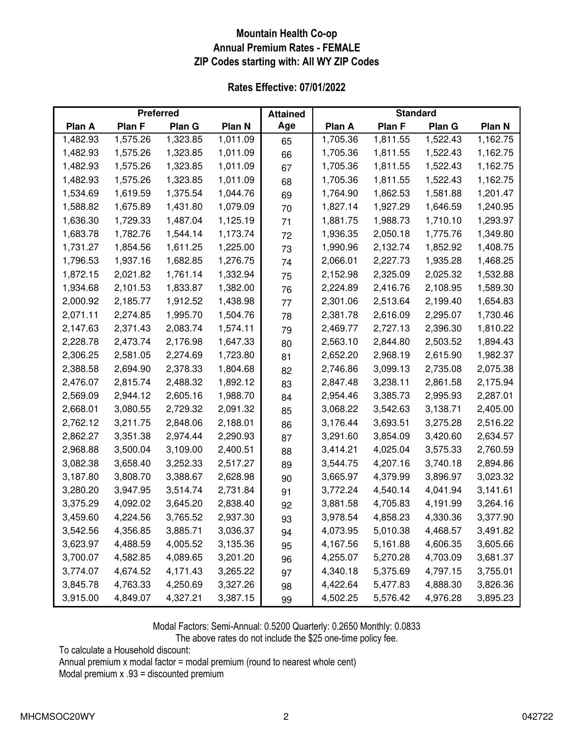**Mountain Health Co-op**
**Annual Premium Rates - FEMALE**
**ZIP Codes starting with: All WY ZIP Codes**

**Rates Effective: 07/01/2022**

| Preferred | | | | Attained | Standard | | | |
|---|---|---|---|---|---|---|---|---|
| Plan A | Plan F | Plan G | Plan N | Age | Plan A | Plan F | Plan G | Plan N |
| 1,482.93 | 1,575.26 | 1,323.85 | 1,011.09 | 65 | 1,705.36 | 1,811.55 | 1,522.43 | 1,162.75 |
| 1,482.93 | 1,575.26 | 1,323.85 | 1,011.09 | 66 | 1,705.36 | 1,811.55 | 1,522.43 | 1,162.75 |
| 1,482.93 | 1,575.26 | 1,323.85 | 1,011.09 | 67 | 1,705.36 | 1,811.55 | 1,522.43 | 1,162.75 |
| 1,482.93 | 1,575.26 | 1,323.85 | 1,011.09 | 68 | 1,705.36 | 1,811.55 | 1,522.43 | 1,162.75 |
| 1,534.69 | 1,619.59 | 1,375.54 | 1,044.76 | 69 | 1,764.90 | 1,862.53 | 1,581.88 | 1,201.47 |
| 1,588.82 | 1,675.89 | 1,431.80 | 1,079.09 | 70 | 1,827.14 | 1,927.29 | 1,646.59 | 1,240.95 |
| 1,636.30 | 1,729.33 | 1,487.04 | 1,125.19 | 71 | 1,881.75 | 1,988.73 | 1,710.10 | 1,293.97 |
| 1,683.78 | 1,782.76 | 1,544.14 | 1,173.74 | 72 | 1,936.35 | 2,050.18 | 1,775.76 | 1,349.80 |
| 1,731.27 | 1,854.56 | 1,611.25 | 1,225.00 | 73 | 1,990.96 | 2,132.74 | 1,852.92 | 1,408.75 |
| 1,796.53 | 1,937.16 | 1,682.85 | 1,276.75 | 74 | 2,066.01 | 2,227.73 | 1,935.28 | 1,468.25 |
| 1,872.15 | 2,021.82 | 1,761.14 | 1,332.94 | 75 | 2,152.98 | 2,325.09 | 2,025.32 | 1,532.88 |
| 1,934.68 | 2,101.53 | 1,833.87 | 1,382.00 | 76 | 2,224.89 | 2,416.76 | 2,108.95 | 1,589.30 |
| 2,000.92 | 2,185.77 | 1,912.52 | 1,438.98 | 77 | 2,301.06 | 2,513.64 | 2,199.40 | 1,654.83 |
| 2,071.11 | 2,274.85 | 1,995.70 | 1,504.76 | 78 | 2,381.78 | 2,616.09 | 2,295.07 | 1,730.46 |
| 2,147.63 | 2,371.43 | 2,083.74 | 1,574.11 | 79 | 2,469.77 | 2,727.13 | 2,396.30 | 1,810.22 |
| 2,228.78 | 2,473.74 | 2,176.98 | 1,647.33 | 80 | 2,563.10 | 2,844.80 | 2,503.52 | 1,894.43 |
| 2,306.25 | 2,581.05 | 2,274.69 | 1,723.80 | 81 | 2,652.20 | 2,968.19 | 2,615.90 | 1,982.37 |
| 2,388.58 | 2,694.90 | 2,378.33 | 1,804.68 | 82 | 2,746.86 | 3,099.13 | 2,735.08 | 2,075.38 |
| 2,476.07 | 2,815.74 | 2,488.32 | 1,892.12 | 83 | 2,847.48 | 3,238.11 | 2,861.58 | 2,175.94 |
| 2,569.09 | 2,944.12 | 2,605.16 | 1,988.70 | 84 | 2,954.46 | 3,385.73 | 2,995.93 | 2,287.01 |
| 2,668.01 | 3,080.55 | 2,729.32 | 2,091.32 | 85 | 3,068.22 | 3,542.63 | 3,138.71 | 2,405.00 |
| 2,762.12 | 3,211.75 | 2,848.06 | 2,188.01 | 86 | 3,176.44 | 3,693.51 | 3,275.28 | 2,516.22 |
| 2,862.27 | 3,351.38 | 2,974.44 | 2,290.93 | 87 | 3,291.60 | 3,854.09 | 3,420.60 | 2,634.57 |
| 2,968.88 | 3,500.04 | 3,109.00 | 2,400.51 | 88 | 3,414.21 | 4,025.04 | 3,575.33 | 2,760.59 |
| 3,082.38 | 3,658.40 | 3,252.33 | 2,517.27 | 89 | 3,544.75 | 4,207.16 | 3,740.18 | 2,894.86 |
| 3,187.80 | 3,808.70 | 3,388.67 | 2,628.98 | 90 | 3,665.97 | 4,379.99 | 3,896.97 | 3,023.32 |
| 3,280.20 | 3,947.95 | 3,514.74 | 2,731.84 | 91 | 3,772.24 | 4,540.14 | 4,041.94 | 3,141.61 |
| 3,375.29 | 4,092.02 | 3,645.20 | 2,838.40 | 92 | 3,881.58 | 4,705.83 | 4,191.99 | 3,264.16 |
| 3,459.60 | 4,224.56 | 3,765.52 | 2,937.30 | 93 | 3,978.54 | 4,858.23 | 4,330.36 | 3,377.90 |
| 3,542.56 | 4,356.85 | 3,885.71 | 3,036.37 | 94 | 4,073.95 | 5,010.38 | 4,468.57 | 3,491.82 |
| 3,623.97 | 4,488.59 | 4,005.52 | 3,135.36 | 95 | 4,167.56 | 5,161.88 | 4,606.35 | 3,605.66 |
| 3,700.07 | 4,582.85 | 4,089.65 | 3,201.20 | 96 | 4,255.07 | 5,270.28 | 4,703.09 | 3,681.37 |
| 3,774.07 | 4,674.52 | 4,171.43 | 3,265.22 | 97 | 4,340.18 | 5,375.69 | 4,797.15 | 3,755.01 |
| 3,845.78 | 4,763.33 | 4,250.69 | 3,327.26 | 98 | 4,422.64 | 5,477.83 | 4,888.30 | 3,826.36 |
| 3,915.00 | 4,849.07 | 4,327.21 | 3,387.15 | 99 | 4,502.25 | 5,576.42 | 4,976.28 | 3,895.23 |

Modal Factors: Semi-Annual: 0.5200 Quarterly: 0.2650 Monthly: 0.0833

The above rates do not include the $25 one-time policy fee.

To calculate a Household discount:

Annual premium x modal factor = modal premium (round to nearest whole cent)

Modal premium x .93 = discounted premium

MHCMSOC20WY 042722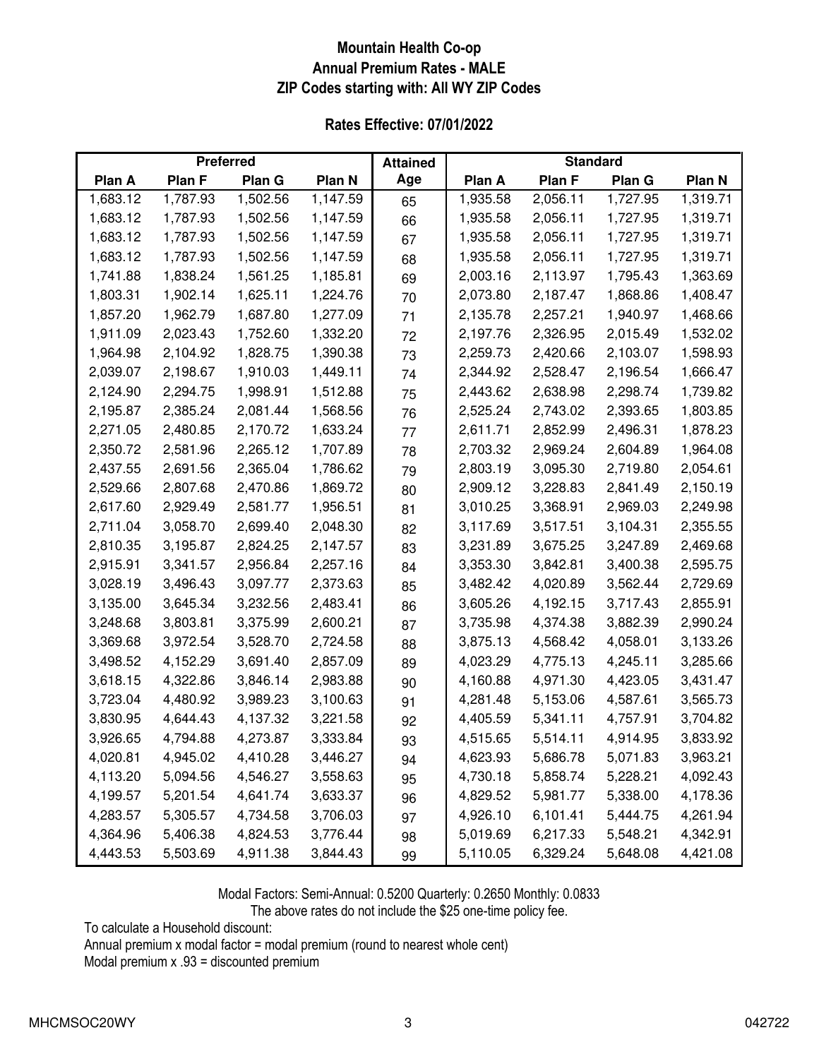# Mountain Health Co-op
## Annual Premium Rates - MALE
## ZIP Codes starting with: All WY ZIP Codes

### Rates Effective: 07/01/2022

| Preferred | | | | Attained | Standard | | | |
|---|---|---|---|---|---|---|---|---|
| Plan A | Plan F | Plan G | Plan N | Age | Plan A | Plan F | Plan G | Plan N |
| 1,683.12 | 1,787.93 | 1,502.56 | 1,147.59 | 65 | 1,935.58 | 2,056.11 | 1,727.95 | 1,319.71 |
| 1,683.12 | 1,787.93 | 1,502.56 | 1,147.59 | 66 | 1,935.58 | 2,056.11 | 1,727.95 | 1,319.71 |
| 1,683.12 | 1,787.93 | 1,502.56 | 1,147.59 | 67 | 1,935.58 | 2,056.11 | 1,727.95 | 1,319.71 |
| 1,683.12 | 1,787.93 | 1,502.56 | 1,147.59 | 68 | 1,935.58 | 2,056.11 | 1,727.95 | 1,319.71 |
| 1,741.88 | 1,838.24 | 1,561.25 | 1,185.81 | 69 | 2,003.16 | 2,113.97 | 1,795.43 | 1,363.69 |
| 1,803.31 | 1,902.14 | 1,625.11 | 1,224.76 | 70 | 2,073.80 | 2,187.47 | 1,868.86 | 1,408.47 |
| 1,857.20 | 1,962.79 | 1,687.80 | 1,277.09 | 71 | 2,135.78 | 2,257.21 | 1,940.97 | 1,468.66 |
| 1,911.09 | 2,023.43 | 1,752.60 | 1,332.20 | 72 | 2,197.76 | 2,326.95 | 2,015.49 | 1,532.02 |
| 1,964.98 | 2,104.92 | 1,828.75 | 1,390.38 | 73 | 2,259.73 | 2,420.66 | 2,103.07 | 1,598.93 |
| 2,039.07 | 2,198.67 | 1,910.03 | 1,449.11 | 74 | 2,344.92 | 2,528.47 | 2,196.54 | 1,666.47 |
| 2,124.90 | 2,294.75 | 1,998.91 | 1,512.88 | 75 | 2,443.62 | 2,638.98 | 2,298.74 | 1,739.82 |
| 2,195.87 | 2,385.24 | 2,081.44 | 1,568.56 | 76 | 2,525.24 | 2,743.02 | 2,393.65 | 1,803.85 |
| 2,271.05 | 2,480.85 | 2,170.72 | 1,633.24 | 77 | 2,611.71 | 2,852.99 | 2,496.31 | 1,878.23 |
| 2,350.72 | 2,581.96 | 2,265.12 | 1,707.89 | 78 | 2,703.32 | 2,969.24 | 2,604.89 | 1,964.08 |
| 2,437.55 | 2,691.56 | 2,365.04 | 1,786.62 | 79 | 2,803.19 | 3,095.30 | 2,719.80 | 2,054.61 |
| 2,529.66 | 2,807.68 | 2,470.86 | 1,869.72 | 80 | 2,909.12 | 3,228.83 | 2,841.49 | 2,150.19 |
| 2,617.60 | 2,929.49 | 2,581.77 | 1,956.51 | 81 | 3,010.25 | 3,368.91 | 2,969.03 | 2,249.98 |
| 2,711.04 | 3,058.70 | 2,699.40 | 2,048.30 | 82 | 3,117.69 | 3,517.51 | 3,104.31 | 2,355.55 |
| 2,810.35 | 3,195.87 | 2,824.25 | 2,147.57 | 83 | 3,231.89 | 3,675.25 | 3,247.89 | 2,469.68 |
| 2,915.91 | 3,341.57 | 2,956.84 | 2,257.16 | 84 | 3,353.30 | 3,842.81 | 3,400.38 | 2,595.75 |
| 3,028.19 | 3,496.43 | 3,097.77 | 2,373.63 | 85 | 3,482.42 | 4,020.89 | 3,562.44 | 2,729.69 |
| 3,135.00 | 3,645.34 | 3,232.56 | 2,483.41 | 86 | 3,605.26 | 4,192.15 | 3,717.43 | 2,855.91 |
| 3,248.68 | 3,803.81 | 3,375.99 | 2,600.21 | 87 | 3,735.98 | 4,374.38 | 3,882.39 | 2,990.24 |
| 3,369.68 | 3,972.54 | 3,528.70 | 2,724.58 | 88 | 3,875.13 | 4,568.42 | 4,058.01 | 3,133.26 |
| 3,498.52 | 4,152.29 | 3,691.40 | 2,857.09 | 89 | 4,023.29 | 4,775.13 | 4,245.11 | 3,285.66 |
| 3,618.15 | 4,322.86 | 3,846.14 | 2,983.88 | 90 | 4,160.88 | 4,971.30 | 4,423.05 | 3,431.47 |
| 3,723.04 | 4,480.92 | 3,989.23 | 3,100.63 | 91 | 4,281.48 | 5,153.06 | 4,587.61 | 3,565.73 |
| 3,830.95 | 4,644.43 | 4,137.32 | 3,221.58 | 92 | 4,405.59 | 5,341.11 | 4,757.91 | 3,704.82 |
| 3,926.65 | 4,794.88 | 4,273.87 | 3,333.84 | 93 | 4,515.65 | 5,514.11 | 4,914.95 | 3,833.92 |
| 4,020.81 | 4,945.02 | 4,410.28 | 3,446.27 | 94 | 4,623.93 | 5,686.78 | 5,071.83 | 3,963.21 |
| 4,113.20 | 5,094.56 | 4,546.27 | 3,558.63 | 95 | 4,730.18 | 5,858.74 | 5,228.21 | 4,092.43 |
| 4,199.57 | 5,201.54 | 4,641.74 | 3,633.37 | 96 | 4,829.52 | 5,981.77 | 5,338.00 | 4,178.36 |
| 4,283.57 | 5,305.57 | 4,734.58 | 3,706.03 | 97 | 4,926.10 | 6,101.41 | 5,444.75 | 4,261.94 |
| 4,364.96 | 5,406.38 | 4,824.53 | 3,776.44 | 98 | 5,019.69 | 6,217.33 | 5,548.21 | 4,342.91 |
| 4,443.53 | 5,503.69 | 4,911.38 | 3,844.43 | 99 | 5,110.05 | 6,329.24 | 5,648.08 | 4,421.08 |

Modal Factors: Semi-Annual: 0.5200 Quarterly: 0.2650 Monthly: 0.0833

The above rates do not include the $25 one-time policy fee.

To calculate a Household discount:

Annual premium x modal factor = modal premium (round to nearest whole cent)

Modal premium x .93 = discounted premium

MHCMSOC20WY 042722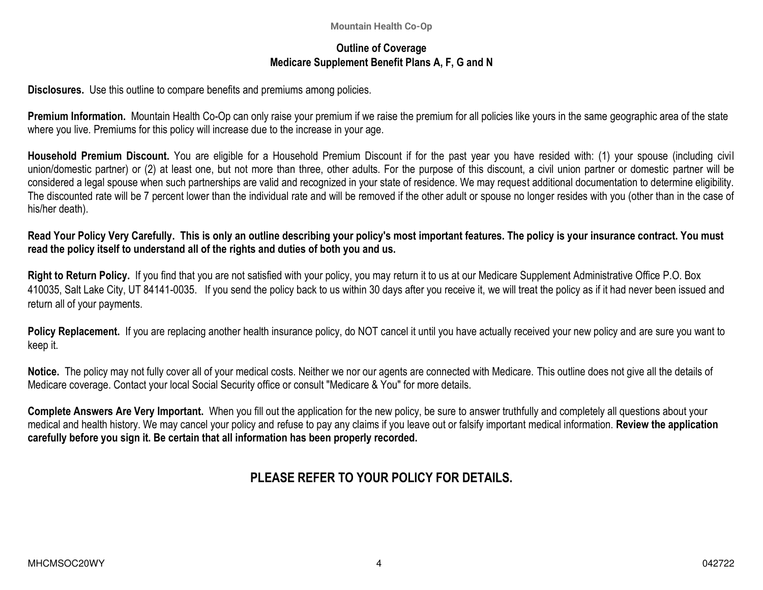## Outline of Coverage
## Medicare Supplement Benefit Plans A, F, G and N

**Disclosures.** Use this outline to compare benefits and premiums among policies.

**Premium Information.** Mountain Health Co-Op can only raise your premium if we raise the premium for all policies like yours in the same geographic area of the state where you live. Premiums for this policy will increase due to the increase in your age.

**Household Premium Discount.** You are eligible for a Household Premium Discount if for the past year you have resided with: (1) your spouse (including civil union/domestic partner) or (2) at least one, but not more than three, other adults. For the purpose of this discount, a civil union partner or domestic partner will be considered a legal spouse when such partnerships are valid and recognized in your state of residence. We may request additional documentation to determine eligibility. The discounted rate will be 7 percent lower than the individual rate and will be removed if the other adult or spouse no longer resides with you (other than in the case of his/her death).

**Read Your Policy Very Carefully. This is only an outline describing your policy's most important features. The policy is your insurance contract. You must read the policy itself to understand all of the rights and duties of both you and us.**

**Right to Return Policy.** If you find that you are not satisfied with your policy, you may return it to us at our Medicare Supplement Administrative Office P.O. Box 410035, Salt Lake City, UT 84141-0035. If you send the policy back to us within 30 days after you receive it, we will treat the policy as if it had never been issued and return all of your payments.

**Policy Replacement.** If you are replacing another health insurance policy, do NOT cancel it until you have actually received your new policy and are sure you want to keep it.

**Notice.** The policy may not fully cover all of your medical costs. Neither we nor our agents are connected with Medicare. This outline does not give all the details of Medicare coverage. Contact your local Social Security office or consult "Medicare & You" for more details.

**Complete Answers Are Very Important.** When you fill out the application for the new policy, be sure to answer truthfully and completely all questions about your medical and health history. We may cancel your policy and refuse to pay any claims if you leave out or falsify important medical information. **Review the application carefully before you sign it. Be certain that all information has been properly recorded.**

## PLEASE REFER TO YOUR POLICY FOR DETAILS.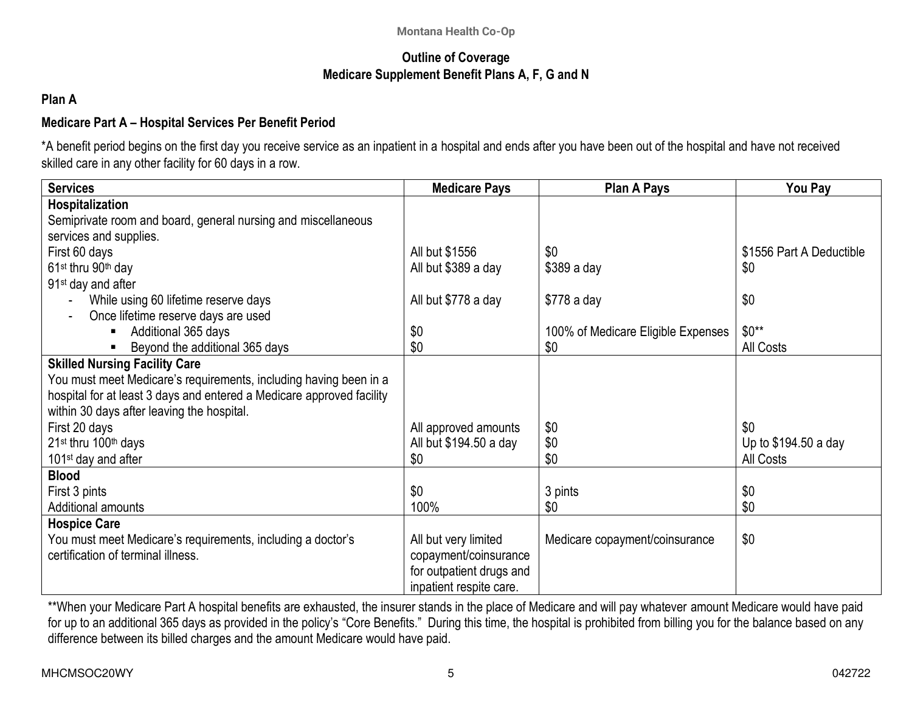Montana Health Co-Op

# Outline of Coverage
## Medicare Supplement Benefit Plans A, F, G and N

### Plan A

### Medicare Part A – Hospital Services Per Benefit Period

*A benefit period begins on the first day you receive service as an inpatient in a hospital and ends after you have been out of the hospital and have not received skilled care in any other facility for 60 days in a row.

| Services | Medicare Pays | Plan A Pays | You Pay |
|---|---|---|---|
| **Hospitalization** | | | |
| Semiprivate room and board, general nursing and miscellaneous services and supplies. | | | |
| First 60 days | All but $1556 | $0 | $1556 Part A Deductible |
| 61st thru 90th day | All but $389 a day | $389 a day | $0 |
| 91st day and after | | | |
| - While using 60 lifetime reserve days | All but $778 a day | $778 a day | $0 |
| - Once lifetime reserve days are used | | | |
| ▪ Additional 365 days | $0 | 100% of Medicare Eligible Expenses | $0** |
| ▪ Beyond the additional 365 days | $0 | $0 | All Costs |
| **Skilled Nursing Facility Care** | | | |
| You must meet Medicare's requirements, including having been in a hospital for at least 3 days and entered a Medicare approved facility within 30 days after leaving the hospital. | | | |
| First 20 days | All approved amounts | $0 | $0 |
| 21st thru 100th days | All but $194.50 a day | $0 | Up to $194.50 a day |
| 101st day and after | $0 | $0 | All Costs |
| **Blood** | | | |
| First 3 pints | $0 | 3 pints | $0 |
| Additional amounts | 100% | $0 | $0 |
| **Hospice Care** | | | |
| You must meet Medicare's requirements, including a doctor's certification of terminal illness. | All but very limited copayment/coinsurance for outpatient drugs and inpatient respite care. | Medicare copayment/coinsurance | $0 |

**When your Medicare Part A hospital benefits are exhausted, the insurer stands in the place of Medicare and will pay whatever amount Medicare would have paid for up to an additional 365 days as provided in the policy's "Core Benefits." During this time, the hospital is prohibited from billing you for the balance based on any difference between its billed charges and the amount Medicare would have paid.

MHCMSOC20WY 042722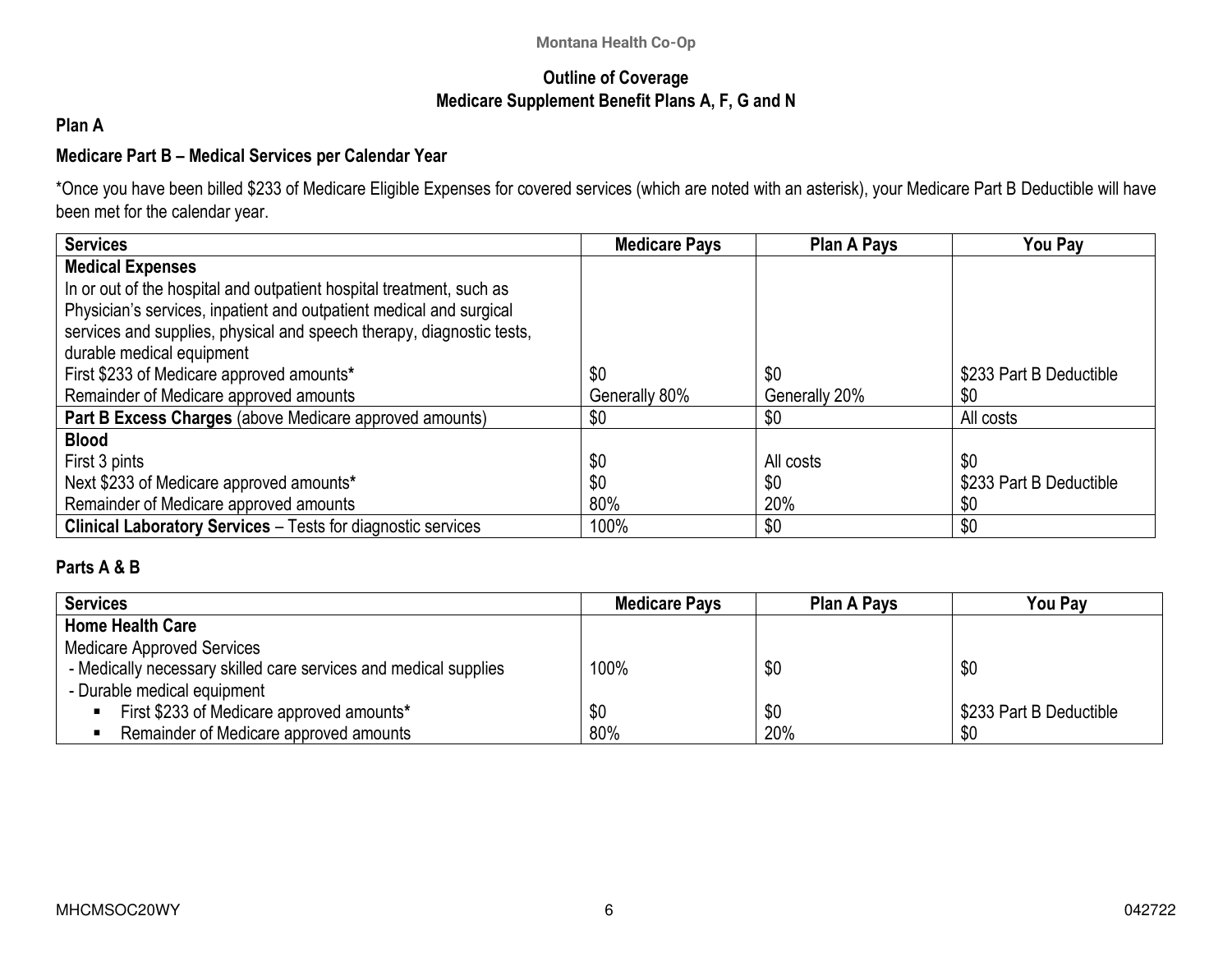**Outline of Coverage**
**Medicare Supplement Benefit Plans A, F, G and N**

## Plan A

### Medicare Part B – Medical Services per Calendar Year

*Once you have been billed $233 of Medicare Eligible Expenses for covered services (which are noted with an asterisk), your Medicare Part B Deductible will have been met for the calendar year.

| Services | Medicare Pays | Plan A Pays | You Pay |
|---|---|---|---|
| **Medical Expenses**<br>In or out of the hospital and outpatient hospital treatment, such as Physician's services, inpatient and outpatient medical and surgical services and supplies, physical and speech therapy, diagnostic tests, durable medical equipment | | | |
| First $233 of Medicare approved amounts* | $0 | $0 | $233 Part B Deductible |
| Remainder of Medicare approved amounts | Generally 80% | Generally 20% | $0 |
| **Part B Excess Charges** (above Medicare approved amounts) | $0 | $0 | All costs |
| **Blood** | | | |
| First 3 pints | $0 | All costs | $0 |
| Next $233 of Medicare approved amounts* | $0 | $0 | $233 Part B Deductible |
| Remainder of Medicare approved amounts | 80% | 20% | $0 |
| **Clinical Laboratory Services** – Tests for diagnostic services | 100% | $0 | $0 |

### Parts A & B

| Services | Medicare Pays | Plan A Pays | You Pay |
|---|---|---|---|
| **Home Health Care**<br>Medicare Approved Services | | | |
| - Medically necessary skilled care services and medical supplies | 100% | $0 | $0 |
| - Durable medical equipment | | | |
| ▪ First $233 of Medicare approved amounts* | $0 | $0 | $233 Part B Deductible |
| ▪ Remainder of Medicare approved amounts | 80% | 20% | $0 |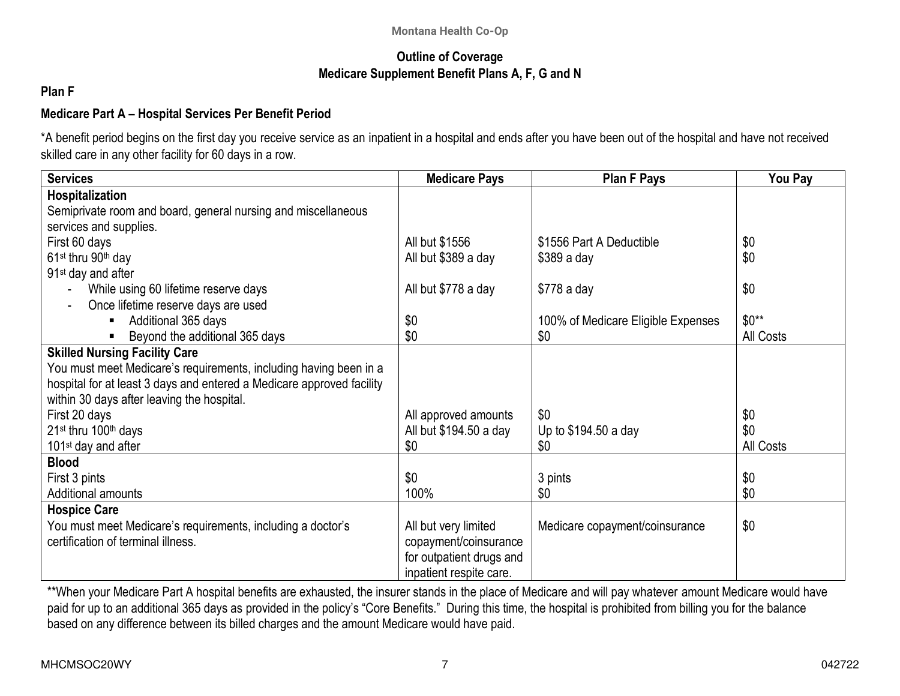**Outline of Coverage**
**Medicare Supplement Benefit Plans A, F, G and N**

## Plan F

### Medicare Part A – Hospital Services Per Benefit Period

*A benefit period begins on the first day you receive service as an inpatient in a hospital and ends after you have been out of the hospital and have not received skilled care in any other facility for 60 days in a row.

| Services | Medicare Pays | Plan F Pays | You Pay |
|---|---|---|---|
| **Hospitalization** | | | |
| Semiprivate room and board, general nursing and miscellaneous services and supplies. | | | |
| First 60 days | All but $1556 | $1556 Part A Deductible | $0 |
| 61st thru 90th day | All but $389 a day | $389 a day | $0 |
| 91st day and after | | | |
| - While using 60 lifetime reserve days | All but $778 a day | $778 a day | $0 |
| - Once lifetime reserve days are used | | | |
| ▪ Additional 365 days | $0 | 100% of Medicare Eligible Expenses | $0** |
| ▪ Beyond the additional 365 days | $0 | $0 | All Costs |
| **Skilled Nursing Facility Care** | | | |
| You must meet Medicare's requirements, including having been in a hospital for at least 3 days and entered a Medicare approved facility within 30 days after leaving the hospital. | | | |
| First 20 days | All approved amounts | $0 | $0 |
| 21st thru 100th days | All but $194.50 a day | Up to $194.50 a day | $0 |
| 101st day and after | $0 | $0 | All Costs |
| **Blood** | | | |
| First 3 pints | $0 | 3 pints | $0 |
| Additional amounts | 100% | $0 | $0 |
| **Hospice Care** | | | |
| You must meet Medicare's requirements, including a doctor's certification of terminal illness. | All but very limited copayment/coinsurance for outpatient drugs and inpatient respite care. | Medicare copayment/coinsurance | $0 |

**When your Medicare Part A hospital benefits are exhausted, the insurer stands in the place of Medicare and will pay whatever amount Medicare would have paid for up to an additional 365 days as provided in the policy's "Core Benefits." During this time, the hospital is prohibited from billing you for the balance based on any difference between its billed charges and the amount Medicare would have paid.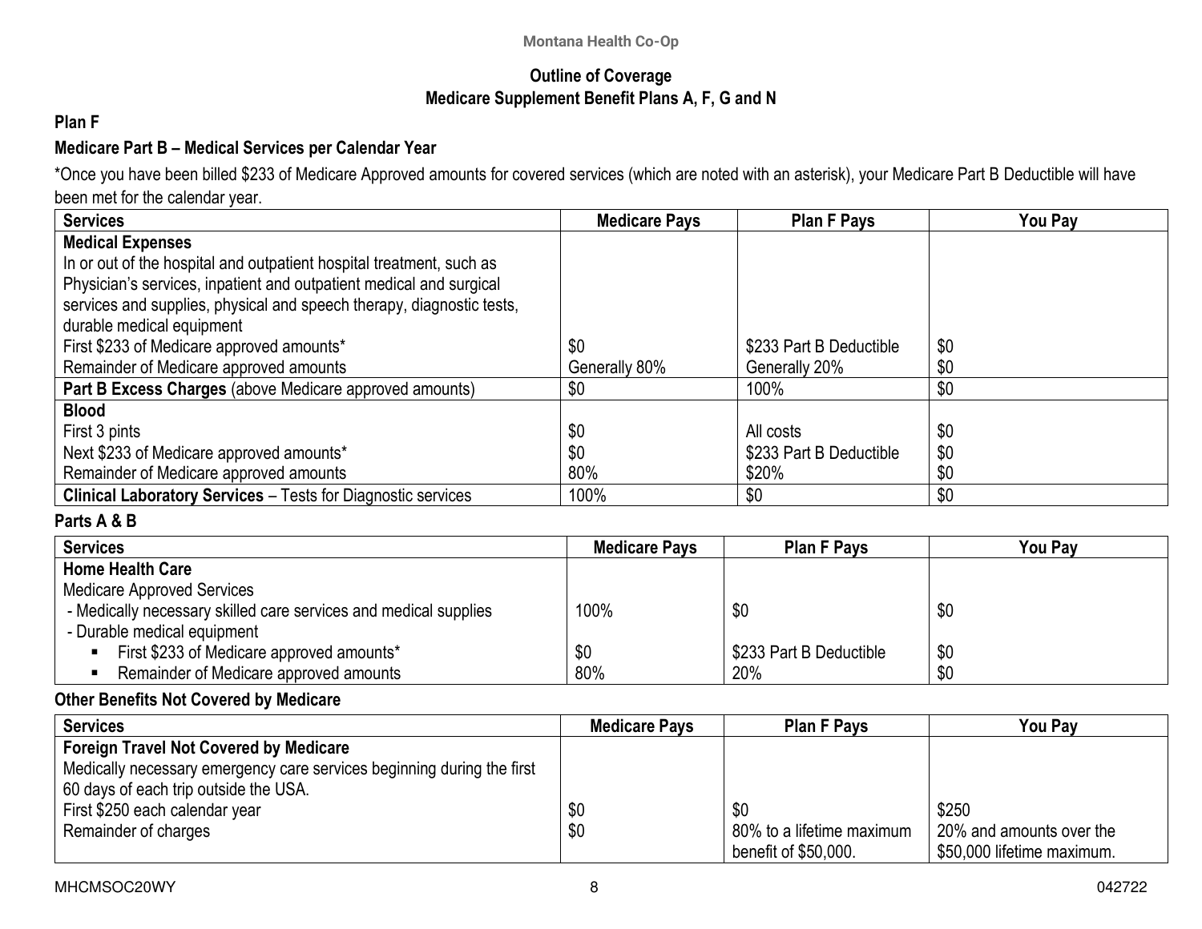**Montana Health Co-Op**

## Outline of Coverage
## Medicare Supplement Benefit Plans A, F, G and N

### Plan F

### Medicare Part B – Medical Services per Calendar Year

*Once you have been billed $233 of Medicare Approved amounts for covered services (which are noted with an asterisk), your Medicare Part B Deductible will have been met for the calendar year.

| Services | Medicare Pays | Plan F Pays | You Pay |
|---|---|---|---|
| **Medical Expenses**<br>In or out of the hospital and outpatient hospital treatment, such as Physician's services, inpatient and outpatient medical and surgical services and supplies, physical and speech therapy, diagnostic tests, durable medical equipment | | | |
| First $233 of Medicare approved amounts* | $0 | $233 Part B Deductible | $0 |
| Remainder of Medicare approved amounts | Generally 80% | Generally 20% | $0 |
| **Part B Excess Charges** (above Medicare approved amounts) | $0 | 100% | $0 |
| **Blood** | | | |
| First 3 pints | $0 | All costs | $0 |
| Next $233 of Medicare approved amounts* | $0 | $233 Part B Deductible | $0 |
| Remainder of Medicare approved amounts | 80% | $20% | $0 |
| **Clinical Laboratory Services** – Tests for Diagnostic services | 100% | $0 | $0 |

### Parts A & B

| Services | Medicare Pays | Plan F Pays | You Pay |
|---|---|---|---|
| **Home Health Care**<br>Medicare Approved Services | | | |
| - Medically necessary skilled care services and medical supplies | 100% | $0 | $0 |
| - Durable medical equipment | | | |
| ▪ First $233 of Medicare approved amounts* | $0 | $233 Part B Deductible | $0 |
| ▪ Remainder of Medicare approved amounts | 80% | 20% | $0 |

### Other Benefits Not Covered by Medicare

| Services | Medicare Pays | Plan F Pays | You Pay |
|---|---|---|---|
| **Foreign Travel Not Covered by Medicare**<br>Medically necessary emergency care services beginning during the first 60 days of each trip outside the USA. | | | |
| First $250 each calendar year | $0 | $0 | $250 |
| Remainder of charges | $0 | 80% to a lifetime maximum benefit of $50,000. | 20% and amounts over the $50,000 lifetime maximum. |

MHCMSOC20WY 042722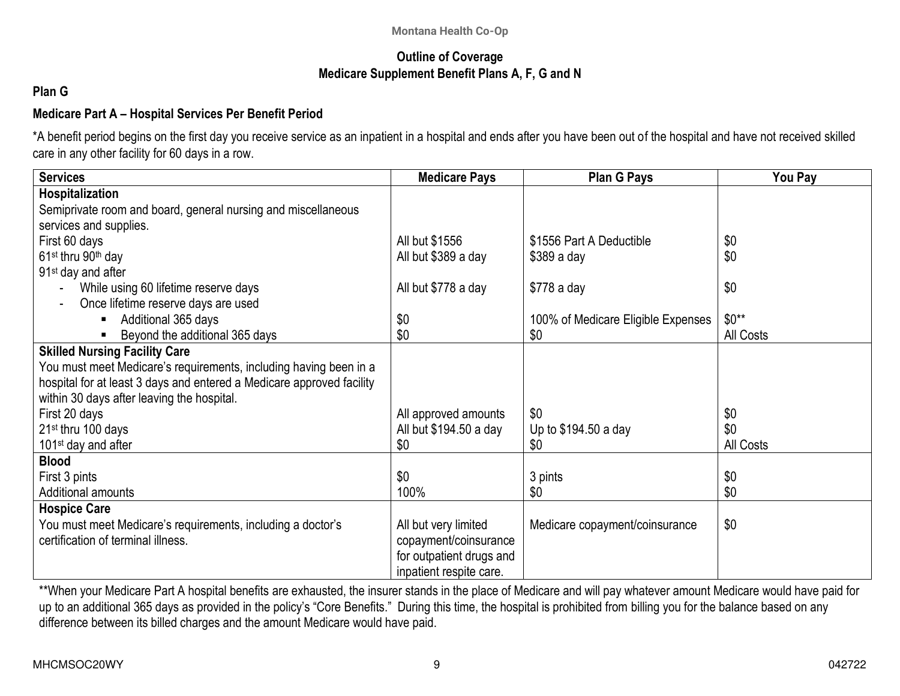**Outline of Coverage**
**Medicare Supplement Benefit Plans A, F, G and N**

## Plan G

### Medicare Part A – Hospital Services Per Benefit Period

*A benefit period begins on the first day you receive service as an inpatient in a hospital and ends after you have been out of the hospital and have not received skilled care in any other facility for 60 days in a row.

| Services | Medicare Pays | Plan G Pays | You Pay |
|---|---|---|---|
| **Hospitalization** | | | |
| Semiprivate room and board, general nursing and miscellaneous services and supplies. | | | |
| First 60 days | All but $1556 | $1556 Part A Deductible | $0 |
| 61st thru 90th day | All but $389 a day | $389 a day | $0 |
| 91st day and after | | | |
| - While using 60 lifetime reserve days | All but $778 a day | $778 a day | $0 |
| - Once lifetime reserve days are used | | | |
| ▪ Additional 365 days | $0 | 100% of Medicare Eligible Expenses | $0** |
| ▪ Beyond the additional 365 days | $0 | $0 | All Costs |
| **Skilled Nursing Facility Care** | | | |
| You must meet Medicare's requirements, including having been in a hospital for at least 3 days and entered a Medicare approved facility within 30 days after leaving the hospital. | | | |
| First 20 days | All approved amounts | $0 | $0 |
| 21st thru 100 days | All but $194.50 a day | Up to $194.50 a day | $0 |
| 101st day and after | $0 | $0 | All Costs |
| **Blood** | | | |
| First 3 pints | $0 | 3 pints | $0 |
| Additional amounts | 100% | $0 | $0 |
| **Hospice Care** | | | |
| You must meet Medicare's requirements, including a doctor's certification of terminal illness. | All but very limited copayment/coinsurance for outpatient drugs and inpatient respite care. | Medicare copayment/coinsurance | $0 |

**When your Medicare Part A hospital benefits are exhausted, the insurer stands in the place of Medicare and will pay whatever amount Medicare would have paid for up to an additional 365 days as provided in the policy's "Core Benefits." During this time, the hospital is prohibited from billing you for the balance based on any difference between its billed charges and the amount Medicare would have paid.

MHCMSOC20WY 042722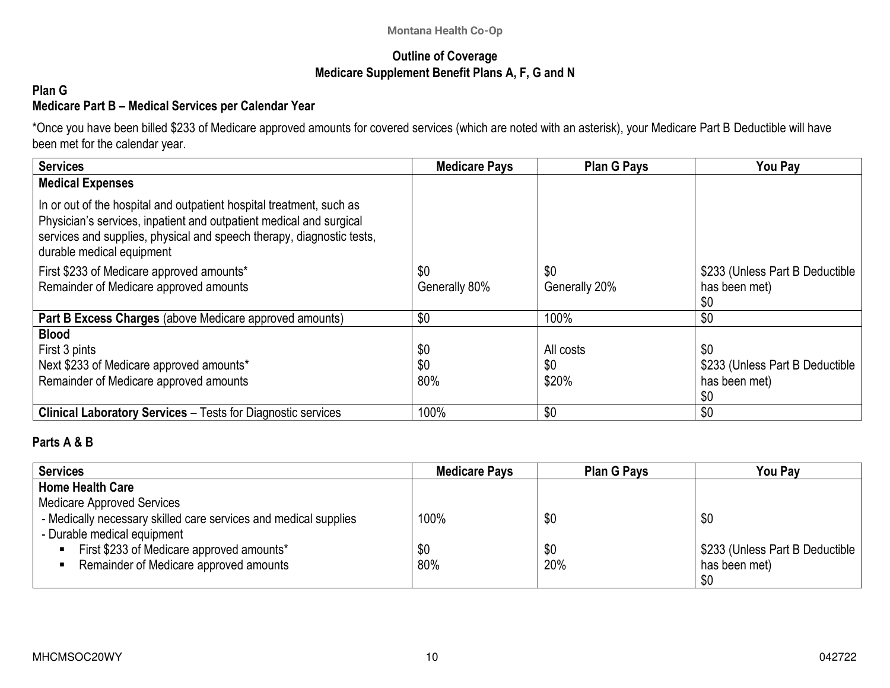**Outline of Coverage**
**Medicare Supplement Benefit Plans A, F, G and N**

## Plan G

### Medicare Part B – Medical Services per Calendar Year

*Once you have been billed $233 of Medicare approved amounts for covered services (which are noted with an asterisk), your Medicare Part B Deductible will have been met for the calendar year.

| Services | Medicare Pays | Plan G Pays | You Pay |
|---|---|---|---|
| **Medical Expenses**<br>In or out of the hospital and outpatient hospital treatment, such as Physician's services, inpatient and outpatient medical and surgical services and supplies, physical and speech therapy, diagnostic tests, durable medical equipment<br>First $233 of Medicare approved amounts*<br>Remainder of Medicare approved amounts | <br><br>$0<br>Generally 80% | <br><br>$0<br>Generally 20% | <br><br>$233 (Unless Part B Deductible has been met)<br>$0 |
| **Part B Excess Charges** (above Medicare approved amounts) | $0 | 100% | $0 |
| **Blood**<br>First 3 pints<br>Next $233 of Medicare approved amounts*<br>Remainder of Medicare approved amounts | <br>$0<br>$0<br>80% | <br>All costs<br>$0<br>$20% | <br>$0<br>$233 (Unless Part B Deductible has been met)<br>$0 |
| **Clinical Laboratory Services** – Tests for Diagnostic services | 100% | $0 | $0 |

### Parts A & B

| Services | Medicare Pays | Plan G Pays | You Pay |
|---|---|---|---|
| **Home Health Care**<br>Medicare Approved Services<br>- Medically necessary skilled care services and medical supplies<br>- Durable medical equipment<br>▪ First $233 of Medicare approved amounts*<br>▪ Remainder of Medicare approved amounts | <br><br>100%<br><br>$0<br>80% | <br><br>$0<br><br>$0<br>20% | <br><br>$0<br><br>$233 (Unless Part B Deductible has been met)<br>$0 |

MHCMSOC20WY 042722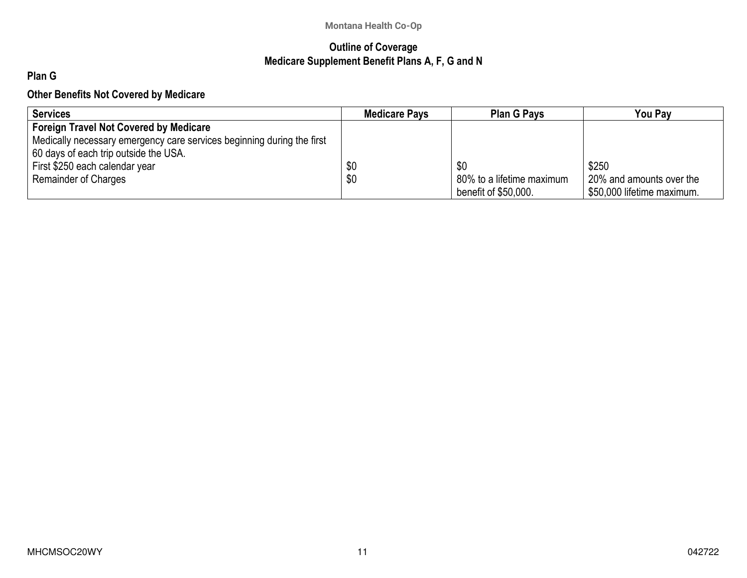### Plan G

### Other Benefits Not Covered by Medicare

| Services | Medicare Pays | Plan G Pays | You Pay |
|---|---|---|---|
| **Foreign Travel Not Covered by Medicare**<br>Medically necessary emergency care services beginning during the first 60 days of each trip outside the USA. | | | |
| First $250 each calendar year | $0 | $0 | $250 |
| Remainder of Charges | $0 | 80% to a lifetime maximum benefit of $50,000. | 20% and amounts over the $50,000 lifetime maximum. |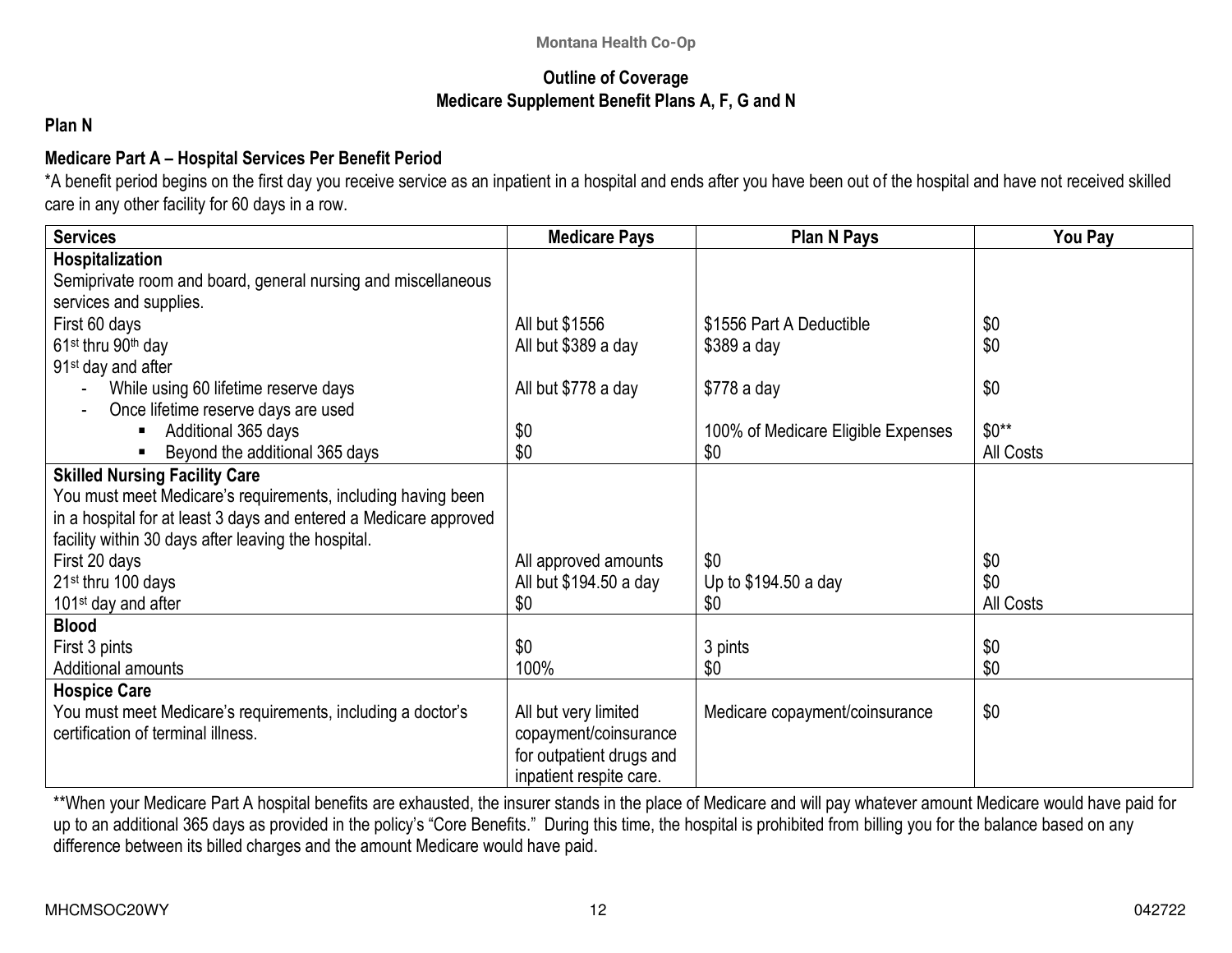**Outline of Coverage**
**Medicare Supplement Benefit Plans A, F, G and N**

## Plan N

### Medicare Part A – Hospital Services Per Benefit Period

*A benefit period begins on the first day you receive service as an inpatient in a hospital and ends after you have been out of the hospital and have not received skilled care in any other facility for 60 days in a row.

| Services | Medicare Pays | Plan N Pays | You Pay |
|---|---|---|---|
| **Hospitalization** | | | |
| Semiprivate room and board, general nursing and miscellaneous services and supplies. | | | |
| First 60 days | All but $1556 | $1556 Part A Deductible | $0 |
| 61st thru 90th day | All but $389 a day | $389 a day | $0 |
| 91st day and after | | | |
| - While using 60 lifetime reserve days | All but $778 a day | $778 a day | $0 |
| - Once lifetime reserve days are used | | | |
| ▪ Additional 365 days | $0 | 100% of Medicare Eligible Expenses | $0** |
| ▪ Beyond the additional 365 days | $0 | $0 | All Costs |
| **Skilled Nursing Facility Care** | | | |
| You must meet Medicare's requirements, including having been in a hospital for at least 3 days and entered a Medicare approved facility within 30 days after leaving the hospital. | | | |
| First 20 days | All approved amounts | $0 | $0 |
| 21st thru 100 days | All but $194.50 a day | Up to $194.50 a day | $0 |
| 101st day and after | $0 | $0 | All Costs |
| **Blood** | | | |
| First 3 pints | $0 | 3 pints | $0 |
| Additional amounts | 100% | $0 | $0 |
| **Hospice Care** | | | |
| You must meet Medicare's requirements, including a doctor's certification of terminal illness. | All but very limited copayment/coinsurance for outpatient drugs and inpatient respite care. | Medicare copayment/coinsurance | $0 |

**When your Medicare Part A hospital benefits are exhausted, the insurer stands in the place of Medicare and will pay whatever amount Medicare would have paid for up to an additional 365 days as provided in the policy's "Core Benefits." During this time, the hospital is prohibited from billing you for the balance based on any difference between its billed charges and the amount Medicare would have paid.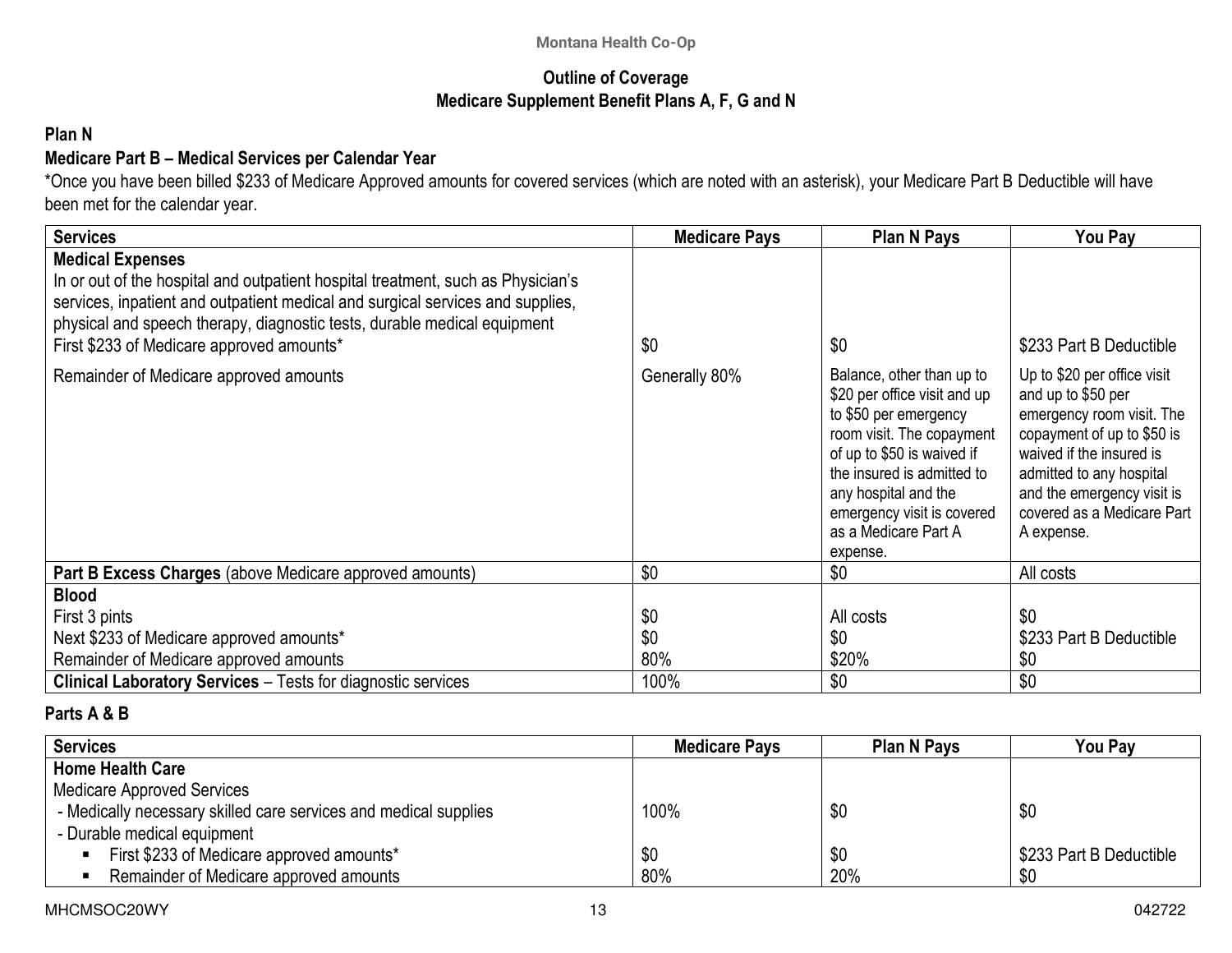**Outline of Coverage**
**Medicare Supplement Benefit Plans A, F, G and N**

### Plan N

### Medicare Part B – Medical Services per Calendar Year

*Once you have been billed $233 of Medicare Approved amounts for covered services (which are noted with an asterisk), your Medicare Part B Deductible will have been met for the calendar year.

| Services | Medicare Pays | Plan N Pays | You Pay |
|---|---|---|---|
| **Medical Expenses**<br>In or out of the hospital and outpatient hospital treatment, such as Physician's services, inpatient and outpatient medical and surgical services and supplies, physical and speech therapy, diagnostic tests, durable medical equipment | | | |
| First $233 of Medicare approved amounts* | $0 | $0 | $233 Part B Deductible |
| Remainder of Medicare approved amounts | Generally 80% | Balance, other than up to $20 per office visit and up to $50 per emergency room visit. The copayment of up to $50 is waived if the insured is admitted to any hospital and the emergency visit is covered as a Medicare Part A expense. | Up to $20 per office visit and up to $50 per emergency room visit. The copayment of up to $50 is waived if the insured is admitted to any hospital and the emergency visit is covered as a Medicare Part A expense. |
| **Part B Excess Charges** (above Medicare approved amounts) | $0 | $0 | All costs |
| **Blood** | | | |
| First 3 pints | $0 | All costs | $0 |
| Next $233 of Medicare approved amounts* | $0 | $0 | $233 Part B Deductible |
| Remainder of Medicare approved amounts | 80% | $20% | $0 |
| **Clinical Laboratory Services** – Tests for diagnostic services | 100% | $0 | $0 |

### Parts A & B

| Services | Medicare Pays | Plan N Pays | You Pay |
|---|---|---|---|
| **Home Health Care** | | | |
| Medicare Approved Services | | | |
| - Medically necessary skilled care services and medical supplies | 100% | $0 | $0 |
| - Durable medical equipment | | | |
| ▪ First $233 of Medicare approved amounts* | $0 | $0 | $233 Part B Deductible |
| ▪ Remainder of Medicare approved amounts | 80% | 20% | $0 |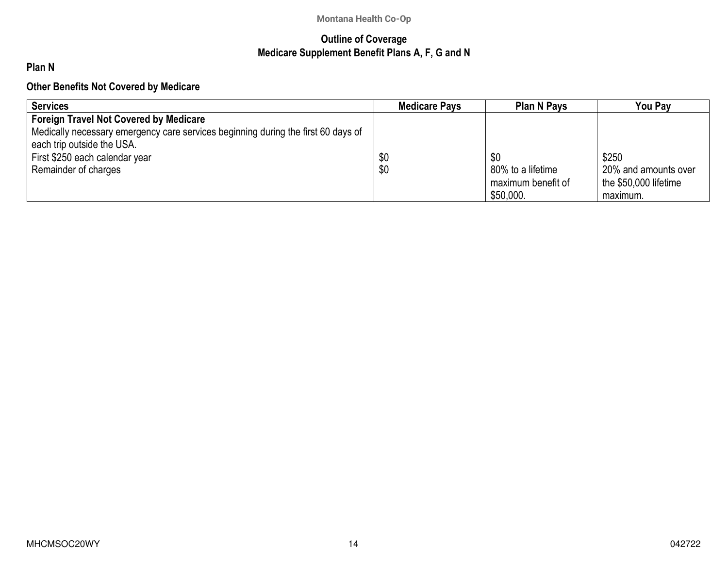## Outline of Coverage
## Medicare Supplement Benefit Plans A, F, G and N

### Plan N

### Other Benefits Not Covered by Medicare

| Services | Medicare Pays | Plan N Pays | You Pay |
|---|---|---|---|
| **Foreign Travel Not Covered by Medicare**<br>Medically necessary emergency care services beginning during the first 60 days of each trip outside the USA. | | | |
| First $250 each calendar year | $0 | $0 | $250 |
| Remainder of charges | $0 | 80% to a lifetime maximum benefit of $50,000. | 20% and amounts over the $50,000 lifetime maximum. |

MHCMSOC20WY 042722